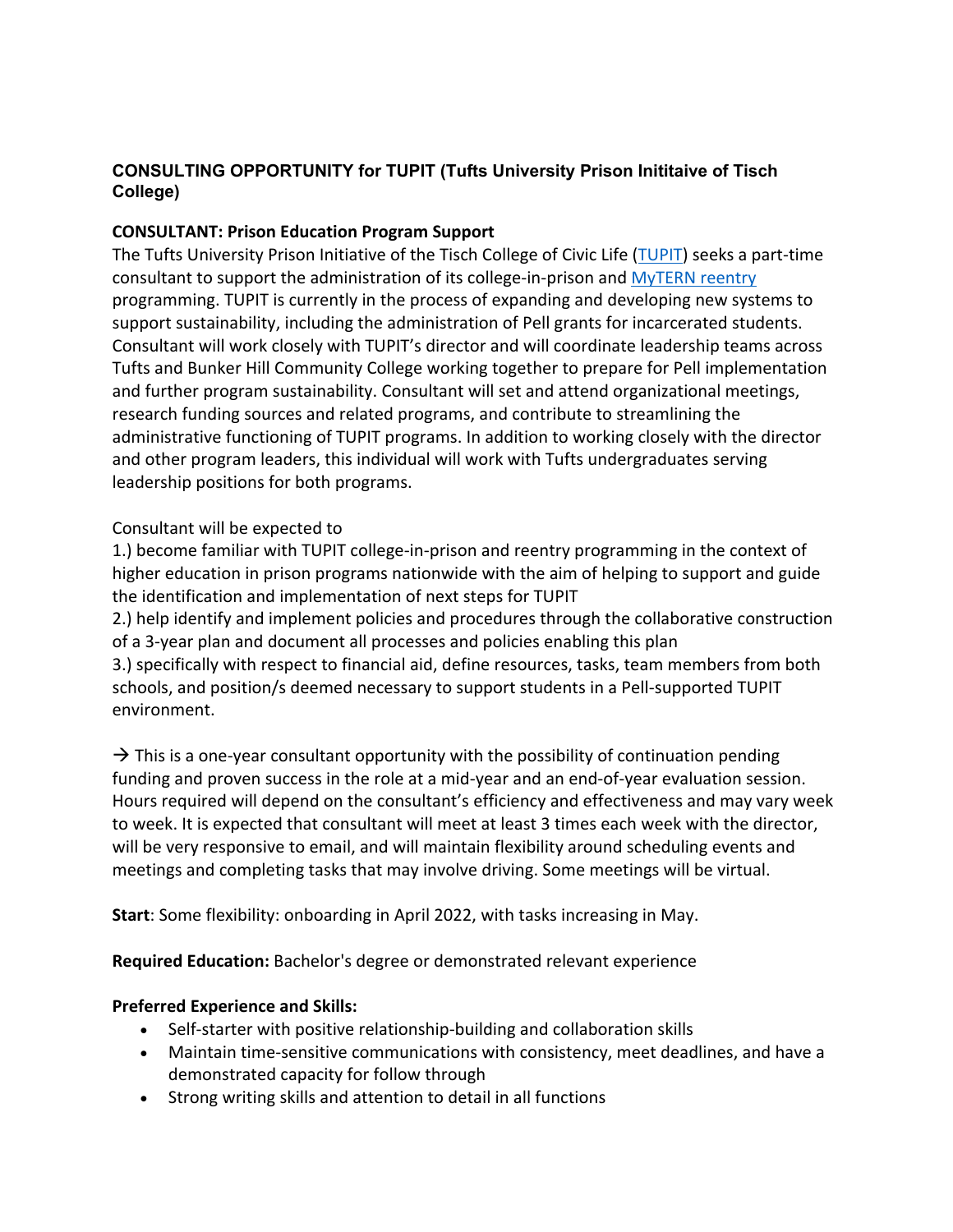## CONSULTING OPPORTUNITY for TUPIT (Tufts University Prison Inititaive of Tisch College)

**CONSULTANT: Prison Education Program Support**

The Tufts University Prison Initiative of the Tisch College of Civic Life (TUPIT) seeks a part-time consultant to support the administration of its college-in-prison and MyTERN reentry programming. TUPIT is currently in the process of expanding and developing new systems to support sustainability, including the administration of Pell grants for incarcerated students. Consultant will work closely with TUPIT's director and will coordinate leadership teams across Tufts and Bunker Hill Community College working together to prepare for Pell implementation and further program sustainability. Consultant will set and attend organizational meetings, research funding sources and related programs, and contribute to streamlining the administrative functioning of TUPIT programs. In addition to working closely with the director and other program leaders, this individual will work with Tufts undergraduates serving leadership positions for both programs.

Consultant will be expected to

1.) become familiar with TUPIT college-in-prison and reentry programming in the context of higher education in prison programs nationwide with the aim of helping to support and guide the identification and implementation of next steps for TUPIT

2.) help identify and implement policies and procedures through the collaborative construction of a 3-year plan and document all processes and policies enabling this plan

3.) specifically with respect to financial aid, define resources, tasks, team members from both schools, and position/s deemed necessary to support students in a Pell-supported TUPIT environment.

→ This is a one-year consultant opportunity with the possibility of continuation pending funding and proven success in the role at a mid-year and an end-of-year evaluation session. Hours required will depend on the consultant's efficiency and effectiveness and may vary week to week. It is expected that consultant will meet at least 3 times each week with the director, will be very responsive to email, and will maintain flexibility around scheduling events and meetings and completing tasks that may involve driving. Some meetings will be virtual.

**Start**: Some flexibility: onboarding in April 2022, with tasks increasing in May.

**Required Education:** Bachelor's degree or demonstrated relevant experience

**Preferred Experience and Skills:**

- Self-starter with positive relationship-building and collaboration skills
- Maintain time-sensitive communications with consistency, meet deadlines, and have a demonstrated capacity for follow through
- Strong writing skills and attention to detail in all functions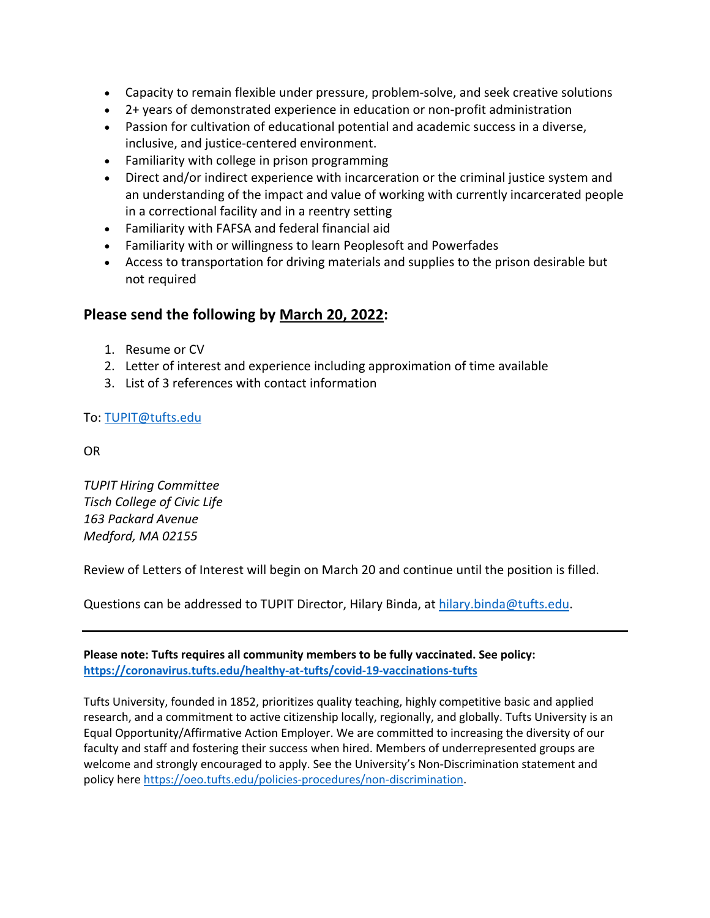- Capacity to remain flexible under pressure, problem-solve, and seek creative solutions
- 2+ years of demonstrated experience in education or non-profit administration
- Passion for cultivation of educational potential and academic success in a diverse, inclusive, and justice-centered environment.
- Familiarity with college in prison programming
- Direct and/or indirect experience with incarceration or the criminal justice system and an understanding of the impact and value of working with currently incarcerated people in a correctional facility and in a reentry setting
- Familiarity with FAFSA and federal financial aid
- Familiarity with or willingness to learn Peoplesoft and Powerfades
- Access to transportation for driving materials and supplies to the prison desirable but not required

## Please send the following by March 20, 2022:

1. Resume or CV
2. Letter of interest and experience including approximation of time available
3. List of 3 references with contact information

To: TUPIT@tufts.edu

OR

*TUPIT Hiring Committee*
*Tisch College of Civic Life*
*163 Packard Avenue*
*Medford, MA 02155*

Review of Letters of Interest will begin on March 20 and continue until the position is filled.

Questions can be addressed to TUPIT Director, Hilary Binda, at hilary.binda@tufts.edu.

---

**Please note: Tufts requires all community members to be fully vaccinated. See policy: https://coronavirus.tufts.edu/healthy-at-tufts/covid-19-vaccinations-tufts**

Tufts University, founded in 1852, prioritizes quality teaching, highly competitive basic and applied research, and a commitment to active citizenship locally, regionally, and globally. Tufts University is an Equal Opportunity/Affirmative Action Employer. We are committed to increasing the diversity of our faculty and staff and fostering their success when hired. Members of underrepresented groups are welcome and strongly encouraged to apply. See the University's Non-Discrimination statement and policy here https://oeo.tufts.edu/policies-procedures/non-discrimination.